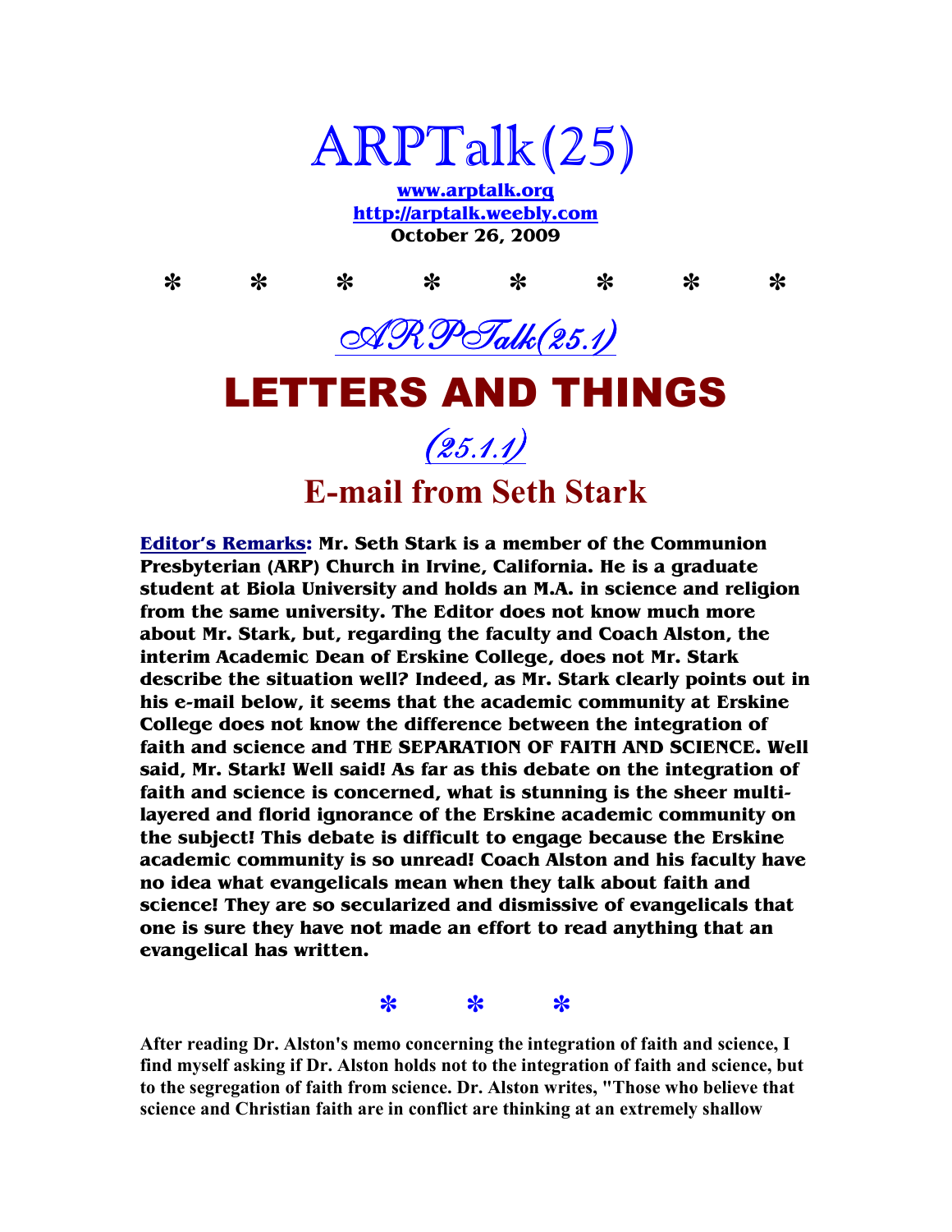# ARPTalk(25)

**www.arptalk.org**
**http://arptalk.weebly.com**
**October 26, 2009**

✻ ✻ ✻ ✻ ✻ ✻ ✻ ✻

## ARPTalk(25.1)

# LETTERS AND THINGS

## (25.1.1)

## E-mail from Seth Stark

**Editor's Remarks: Mr. Seth Stark is a member of the Communion Presbyterian (ARP) Church in Irvine, California. He is a graduate student at Biola University and holds an M.A. in science and religion from the same university. The Editor does not know much more about Mr. Stark, but, regarding the faculty and Coach Alston, the interim Academic Dean of Erskine College, does not Mr. Stark describe the situation well? Indeed, as Mr. Stark clearly points out in his e-mail below, it seems that the academic community at Erskine College does not know the difference between the integration of faith and science and THE SEPARATION OF FAITH AND SCIENCE. Well said, Mr. Stark! Well said! As far as this debate on the integration of faith and science is concerned, what is stunning is the sheer multi-layered and florid ignorance of the Erskine academic community on the subject! This debate is difficult to engage because the Erskine academic community is so unread! Coach Alston and his faculty have no idea what evangelicals mean when they talk about faith and science! They are so secularized and dismissive of evangelicals that one is sure they have not made an effort to read anything that an evangelical has written.**

✻ ✻ ✻

**After reading Dr. Alston's memo concerning the integration of faith and science, I find myself asking if Dr. Alston holds not to the integration of faith and science, but to the segregation of faith from science. Dr. Alston writes, "Those who believe that science and Christian faith are in conflict are thinking at an extremely shallow**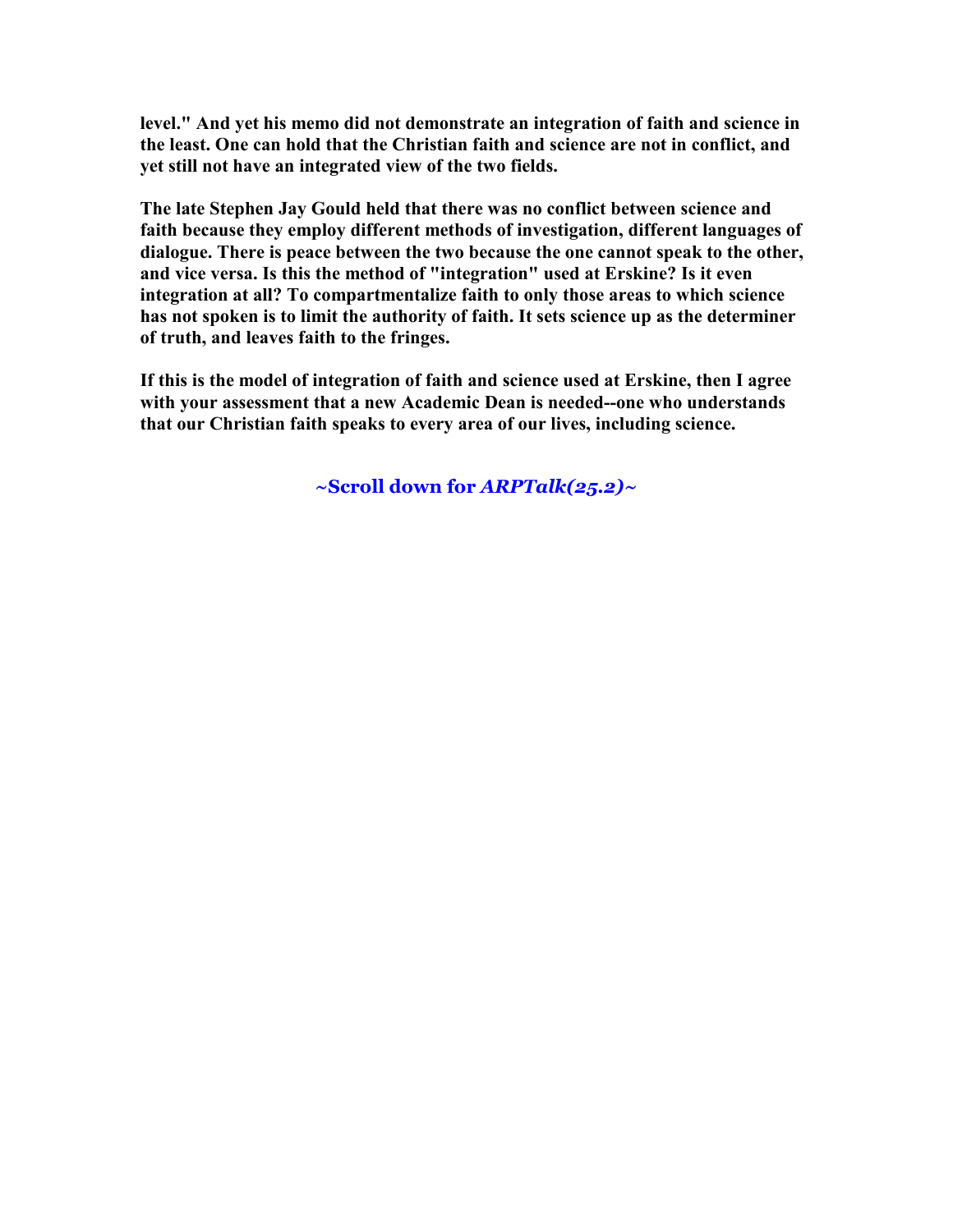**level." And yet his memo did not demonstrate an integration of faith and science in the least. One can hold that the Christian faith and science are not in conflict, and yet still not have an integrated view of the two fields.**

**The late Stephen Jay Gould held that there was no conflict between science and faith because they employ different methods of investigation, different languages of dialogue. There is peace between the two because the one cannot speak to the other, and vice versa. Is this the method of "integration" used at Erskine? Is it even integration at all? To compartmentalize faith to only those areas to which science has not spoken is to limit the authority of faith. It sets science up as the determiner of truth, and leaves faith to the fringes.**

**If this is the model of integration of faith and science used at Erskine, then I agree with your assessment that a new Academic Dean is needed--one who understands that our Christian faith speaks to every area of our lives, including science.**

**~Scroll down for *ARPTalk(25.2)*~**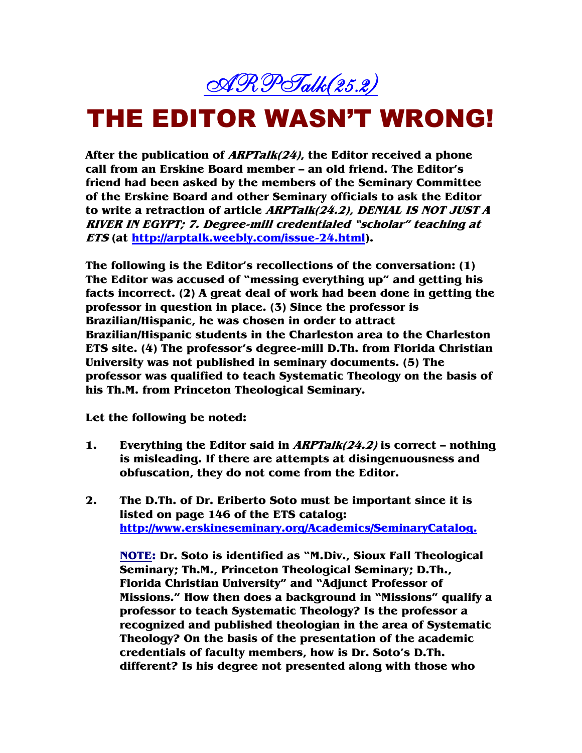# *ARPTalk(25.2)*

# THE EDITOR WASN'T WRONG!

**After the publication of *ARPTalk(24)*, the Editor received a phone call from an Erskine Board member – an old friend. The Editor's friend had been asked by the members of the Seminary Committee of the Erskine Board and other Seminary officials to ask the Editor to write a retraction of article *ARPTalk(24.2), DENIAL IS NOT JUST A RIVER IN EGYPT; 7. Degree-mill credentialed "scholar" teaching at ETS* (at [http://arptalk.weebly.com/issue-24.html](http://arptalk.weebly.com/issue-24.html)).**

**The following is the Editor's recollections of the conversation: (1) The Editor was accused of "messing everything up" and getting his facts incorrect. (2) A great deal of work had been done in getting the professor in question in place. (3) Since the professor is Brazilian/Hispanic, he was chosen in order to attract Brazilian/Hispanic students in the Charleston area to the Charleston ETS site. (4) The professor's degree-mill D.Th. from Florida Christian University was not published in seminary documents. (5) The professor was qualified to teach Systematic Theology on the basis of his Th.M. from Princeton Theological Seminary.**

**Let the following be noted:**

1. **Everything the Editor said in *ARPTalk(24.2)* is correct – nothing is misleading. If there are attempts at disingenuousness and obfuscation, they do not come from the Editor.**

2. **The D.Th. of Dr. Eriberto Soto must be important since it is listed on page 146 of the ETS catalog: [http://www.erskineseminary.org/Academics/SeminaryCatalog.](http://www.erskineseminary.org/Academics/SeminaryCatalog)**

   **NOTE: Dr. Soto is identified as "M.Div., Sioux Fall Theological Seminary; Th.M., Princeton Theological Seminary; D.Th., Florida Christian University" and "Adjunct Professor of Missions." How then does a background in "Missions" qualify a professor to teach Systematic Theology? Is the professor a recognized and published theologian in the area of Systematic Theology? On the basis of the presentation of the academic credentials of faculty members, how is Dr. Soto's D.Th. different? Is his degree not presented along with those who**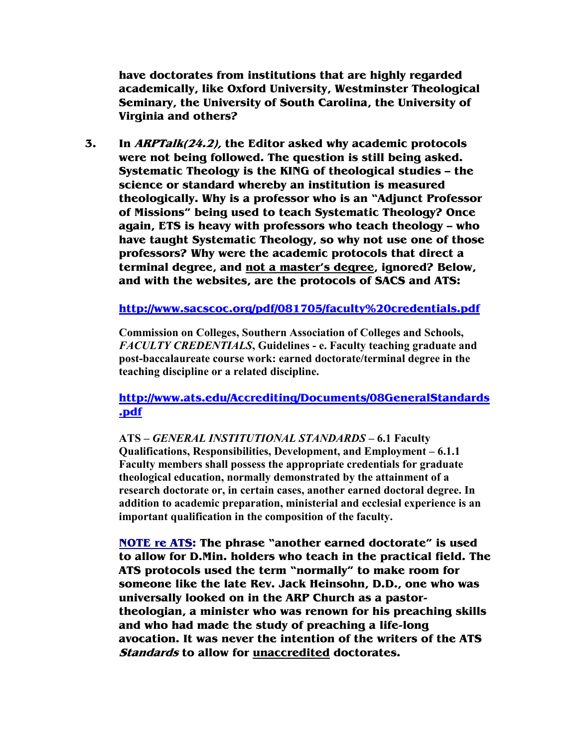**have doctorates from institutions that are highly regarded academically, like Oxford University, Westminster Theological Seminary, the University of South Carolina, the University of Virginia and others?**

3. **In *ARPTalk(24.2),* the Editor asked why academic protocols were not being followed. The question is still being asked. Systematic Theology is the KING of theological studies – the science or standard whereby an institution is measured theologically. Why is a professor who is an "Adjunct Professor of Missions" being used to teach Systematic Theology? Once again, ETS is heavy with professors who teach theology – who have taught Systematic Theology, so why not use one of those professors? Why were the academic protocols that direct a terminal degree, and <u>not a master's degree</u>, ignored? Below, and with the websites, are the protocols of SACS and ATS:**

   **http://www.sacscoc.org/pdf/081705/faculty%20credentials.pdf**

   **Commission on Colleges, Southern Association of Colleges and Schools, *FACULTY CREDENTIALS*, Guidelines - e. Faculty teaching graduate and post-baccalaureate course work: earned doctorate/terminal degree in the teaching discipline or a related discipline.**

   **http://www.ats.edu/Accrediting/Documents/08GeneralStandards.pdf**

   **ATS – *GENERAL INSTITUTIONAL STANDARDS* – 6.1 Faculty Qualifications, Responsibilities, Development, and Employment – 6.1.1 Faculty members shall possess the appropriate credentials for graduate theological education, normally demonstrated by the attainment of a research doctorate or, in certain cases, another earned doctoral degree. In addition to academic preparation, ministerial and ecclesial experience is an important qualification in the composition of the faculty.**

   **<u>NOTE re ATS</u>: The phrase "another earned doctorate" is used to allow for D.Min. holders who teach in the practical field. The ATS protocols used the term "normally" to make room for someone like the late Rev. Jack Heinsohn, D.D., one who was universally looked on in the ARP Church as a pastor-theologian, a minister who was renown for his preaching skills and who had made the study of preaching a life-long avocation. It was never the intention of the writers of the ATS *Standards* to allow for <u>unaccredited</u> doctorates.**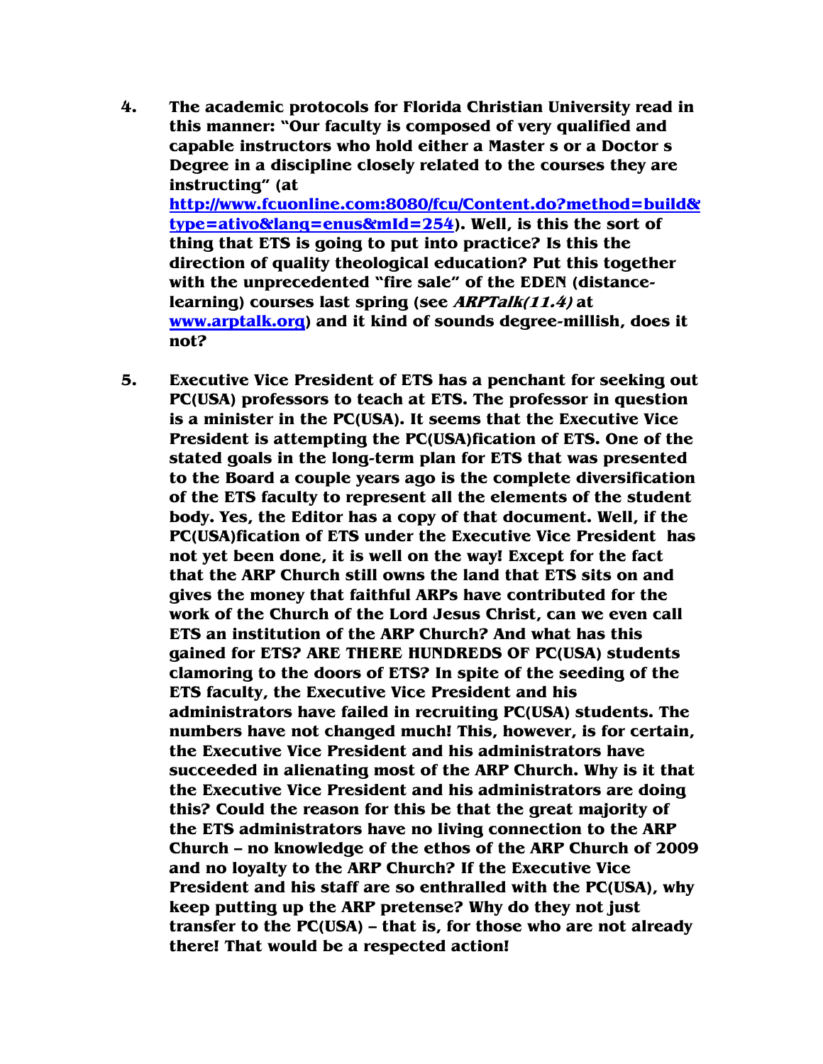4. **The academic protocols for Florida Christian University read in this manner: "Our faculty is composed of very qualified and capable instructors who hold either a Master s or a Doctor s Degree in a discipline closely related to the courses they are instructing" (at [http://www.fcuonline.com:8080/fcu/Content.do?method=build&type=ativo&lang=enus&mId=254](http://www.fcuonline.com:8080/fcu/Content.do?method=build&type=ativo&lang=enus&mId=254)). Well, is this the sort of thing that ETS is going to put into practice? Is this the direction of quality theological education? Put this together with the unprecedented "fire sale" of the EDEN (distance-learning) courses last spring (see *ARPTalk(11.4)* at [www.arptalk.org](www.arptalk.org)) and it kind of sounds degree-millish, does it not?**

5. **Executive Vice President of ETS has a penchant for seeking out PC(USA) professors to teach at ETS. The professor in question is a minister in the PC(USA). It seems that the Executive Vice President is attempting the PC(USA)fication of ETS. One of the stated goals in the long-term plan for ETS that was presented to the Board a couple years ago is the complete diversification of the ETS faculty to represent all the elements of the student body. Yes, the Editor has a copy of that document. Well, if the PC(USA)fication of ETS under the Executive Vice President has not yet been done, it is well on the way! Except for the fact that the ARP Church still owns the land that ETS sits on and gives the money that faithful ARPs have contributed for the work of the Church of the Lord Jesus Christ, can we even call ETS an institution of the ARP Church? And what has this gained for ETS? ARE THERE HUNDREDS OF PC(USA) students clamoring to the doors of ETS? In spite of the seeding of the ETS faculty, the Executive Vice President and his administrators have failed in recruiting PC(USA) students. The numbers have not changed much! This, however, is for certain, the Executive Vice President and his administrators have succeeded in alienating most of the ARP Church. Why is it that the Executive Vice President and his administrators are doing this? Could the reason for this be that the great majority of the ETS administrators have no living connection to the ARP Church – no knowledge of the ethos of the ARP Church of 2009 and no loyalty to the ARP Church? If the Executive Vice President and his staff are so enthralled with the PC(USA), why keep putting up the ARP pretense? Why do they not just transfer to the PC(USA) – that is, for those who are not already there! That would be a respected action!**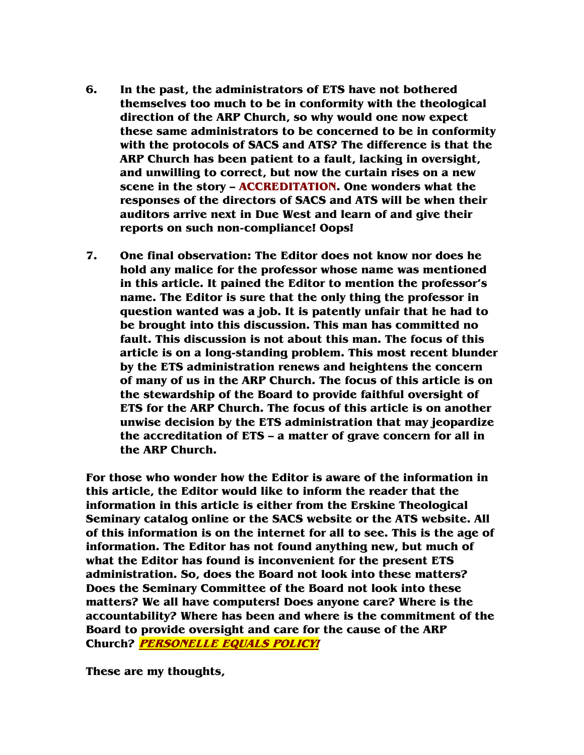6. **In the past, the administrators of ETS have not bothered themselves too much to be in conformity with the theological direction of the ARP Church, so why would one now expect these same administrators to be concerned to be in conformity with the protocols of SACS and ATS? The difference is that the ARP Church has been patient to a fault, lacking in oversight, and unwilling to correct, but now the curtain rises on a new scene in the story – ACCREDITATION. One wonders what the responses of the directors of SACS and ATS will be when their auditors arrive next in Due West and learn of and give their reports on such non-compliance! Oops!**

7. **One final observation: The Editor does not know nor does he hold any malice for the professor whose name was mentioned in this article. It pained the Editor to mention the professor's name. The Editor is sure that the only thing the professor in question wanted was a job. It is patently unfair that he had to be brought into this discussion. This man has committed no fault. This discussion is not about this man. The focus of this article is on a long-standing problem. This most recent blunder by the ETS administration renews and heightens the concern of many of us in the ARP Church. The focus of this article is on the stewardship of the Board to provide faithful oversight of ETS for the ARP Church. The focus of this article is on another unwise decision by the ETS administration that may jeopardize the accreditation of ETS – a matter of grave concern for all in the ARP Church.**

**For those who wonder how the Editor is aware of the information in this article, the Editor would like to inform the reader that the information in this article is either from the Erskine Theological Seminary catalog online or the SACS website or the ATS website. All of this information is on the internet for all to see. This is the age of information. The Editor has not found anything new, but much of what the Editor has found is inconvenient for the present ETS administration. So, does the Board not look into these matters? Does the Seminary Committee of the Board not look into these matters? We all have computers! Does anyone care? Where is the accountability? Where has been and where is the commitment of the Board to provide oversight and care for the cause of the ARP Church? *PERSONELLE EQUALS POLICY!***

**These are my thoughts,**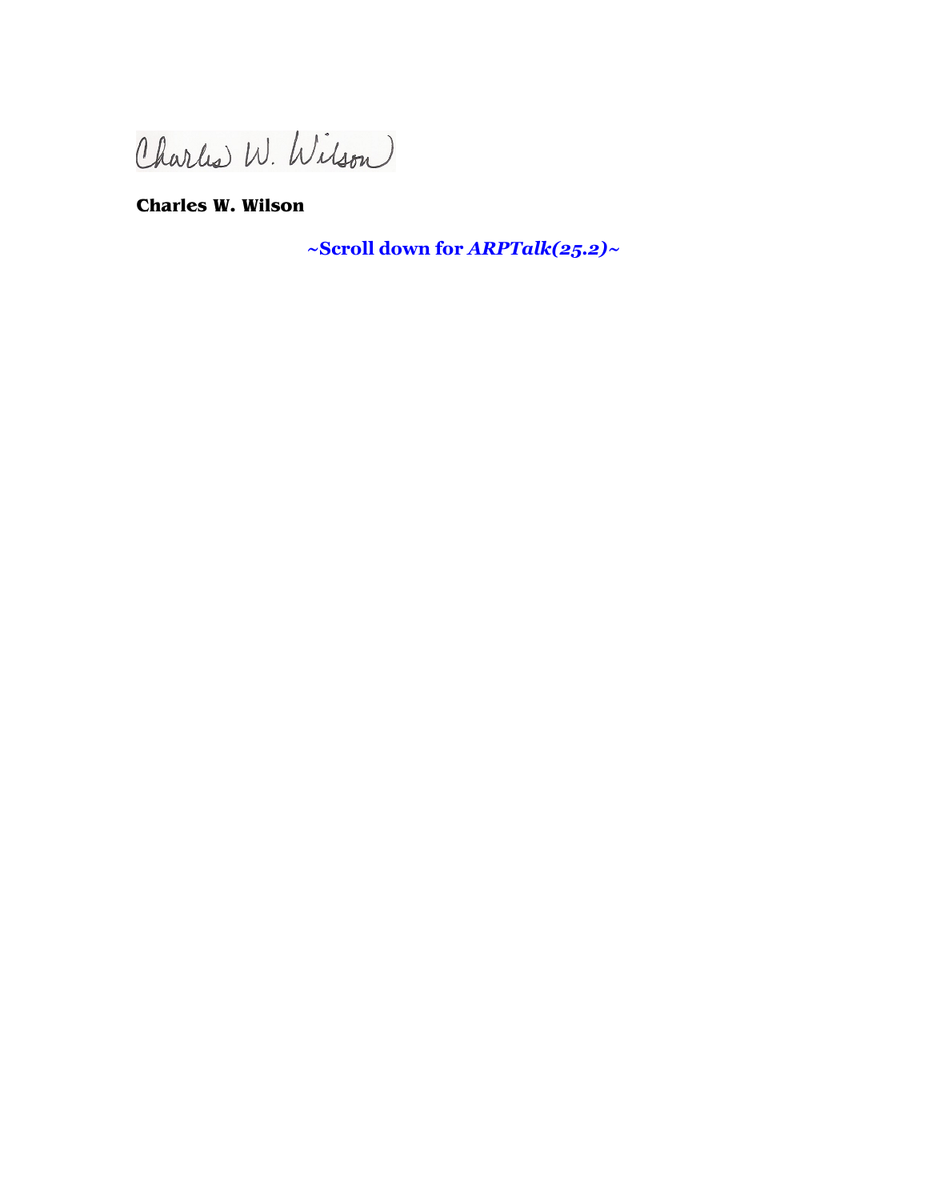Charles W. Wilson

**Charles W. Wilson**

**~Scroll down for *ARPTalk(25.2)*~**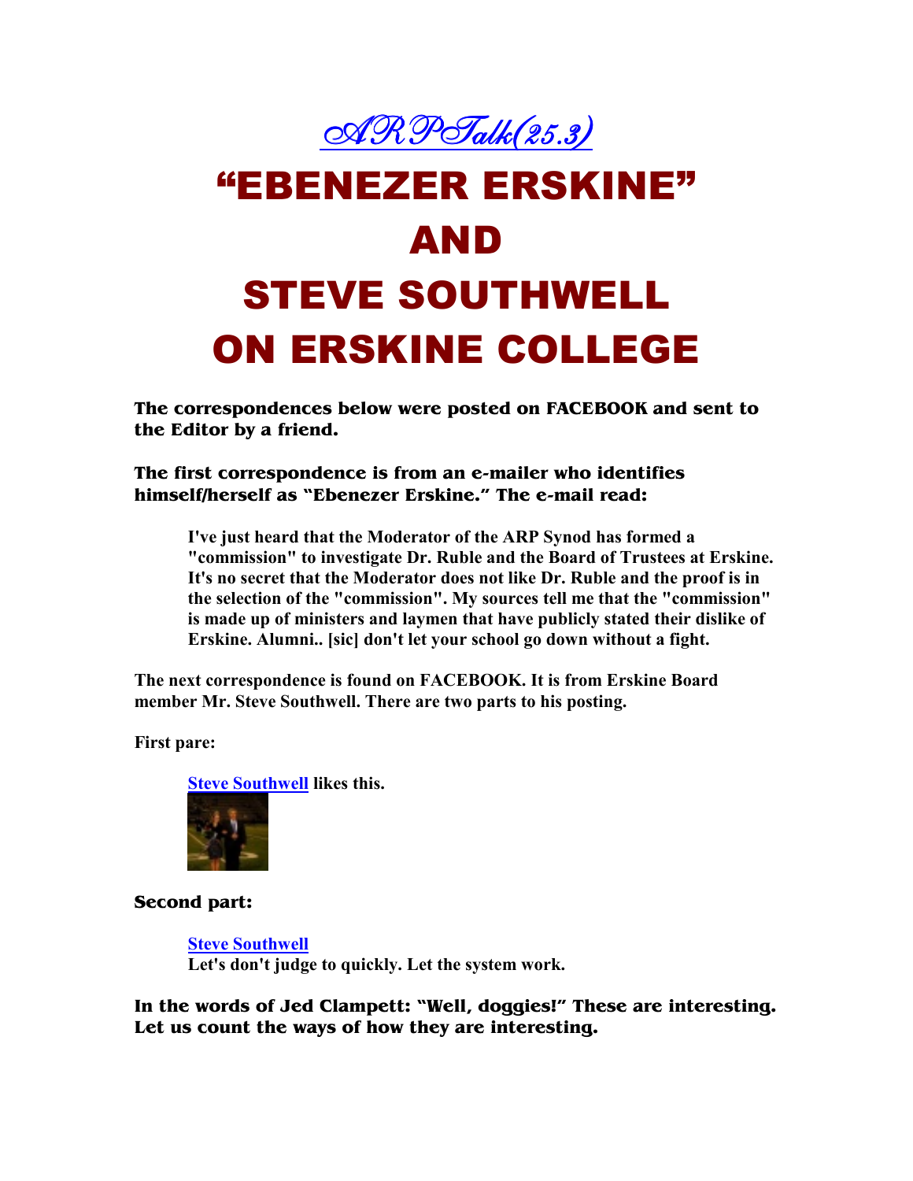*ARPTalk(25.3)*

# "EBENEZER ERSKINE" AND STEVE SOUTHWELL ON ERSKINE COLLEGE

**The correspondences below were posted on FACEBOOK and sent to the Editor by a friend.**

**The first correspondence is from an e-mailer who identifies himself/herself as "Ebenezer Erskine." The e-mail read:**

> **I've just heard that the Moderator of the ARP Synod has formed a "commission" to investigate Dr. Ruble and the Board of Trustees at Erskine. It's no secret that the Moderator does not like Dr. Ruble and the proof is in the selection of the "commission". My sources tell me that the "commission" is made up of ministers and laymen that have publicly stated their dislike of Erskine. Alumni.. [sic] don't let your school go down without a fight.**

**The next correspondence is found on FACEBOOK. It is from Erskine Board member Mr. Steve Southwell. There are two parts to his posting.**

**First pare:**

> **Steve Southwell likes this.**

**Second part:**

> **Steve Southwell**
> **Let's don't judge to quickly. Let the system work.**

**In the words of Jed Clampett: "Well, doggies!" These are interesting. Let us count the ways of how they are interesting.**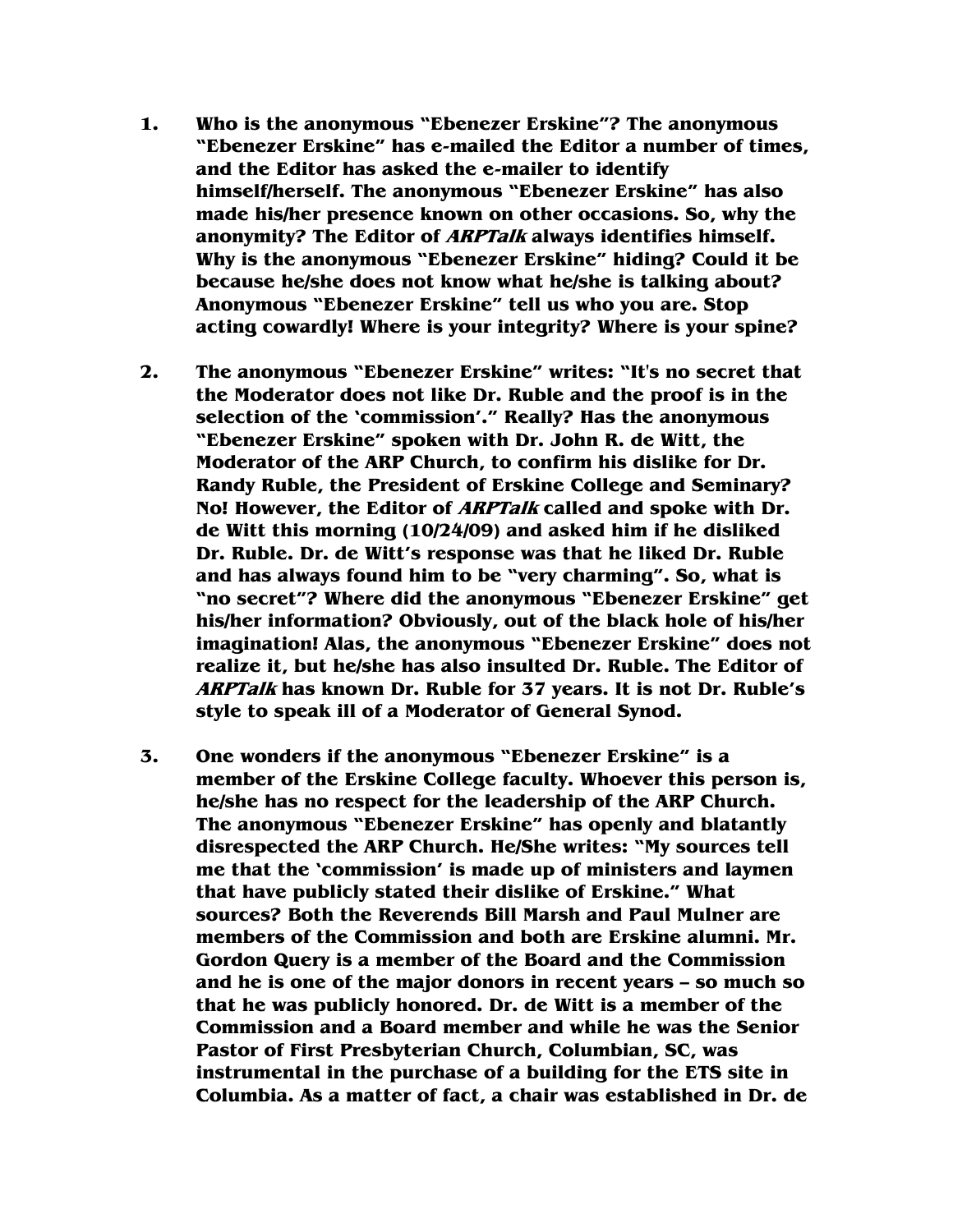1. **Who is the anonymous "Ebenezer Erskine"? The anonymous "Ebenezer Erskine" has e-mailed the Editor a number of times, and the Editor has asked the e-mailer to identify himself/herself. The anonymous "Ebenezer Erskine" has also made his/her presence known on other occasions. So, why the anonymity? The Editor of *ARPTalk* always identifies himself. Why is the anonymous "Ebenezer Erskine" hiding? Could it be because he/she does not know what he/she is talking about? Anonymous "Ebenezer Erskine" tell us who you are. Stop acting cowardly! Where is your integrity? Where is your spine?**

2. **The anonymous "Ebenezer Erskine" writes: "It's no secret that the Moderator does not like Dr. Ruble and the proof is in the selection of the 'commission'." Really? Has the anonymous "Ebenezer Erskine" spoken with Dr. John R. de Witt, the Moderator of the ARP Church, to confirm his dislike for Dr. Randy Ruble, the President of Erskine College and Seminary? No! However, the Editor of *ARPTalk* called and spoke with Dr. de Witt this morning (10/24/09) and asked him if he disliked Dr. Ruble. Dr. de Witt's response was that he liked Dr. Ruble and has always found him to be "very charming". So, what is "no secret"? Where did the anonymous "Ebenezer Erskine" get his/her information? Obviously, out of the black hole of his/her imagination! Alas, the anonymous "Ebenezer Erskine" does not realize it, but he/she has also insulted Dr. Ruble. The Editor of *ARPTalk* has known Dr. Ruble for 37 years. It is not Dr. Ruble's style to speak ill of a Moderator of General Synod.**

3. **One wonders if the anonymous "Ebenezer Erskine" is a member of the Erskine College faculty. Whoever this person is, he/she has no respect for the leadership of the ARP Church. The anonymous "Ebenezer Erskine" has openly and blatantly disrespected the ARP Church. He/She writes: "My sources tell me that the 'commission' is made up of ministers and laymen that have publicly stated their dislike of Erskine." What sources? Both the Reverends Bill Marsh and Paul Mulner are members of the Commission and both are Erskine alumni. Mr. Gordon Query is a member of the Board and the Commission and he is one of the major donors in recent years – so much so that he was publicly honored. Dr. de Witt is a member of the Commission and a Board member and while he was the Senior Pastor of First Presbyterian Church, Columbian, SC, was instrumental in the purchase of a building for the ETS site in Columbia. As a matter of fact, a chair was established in Dr. de**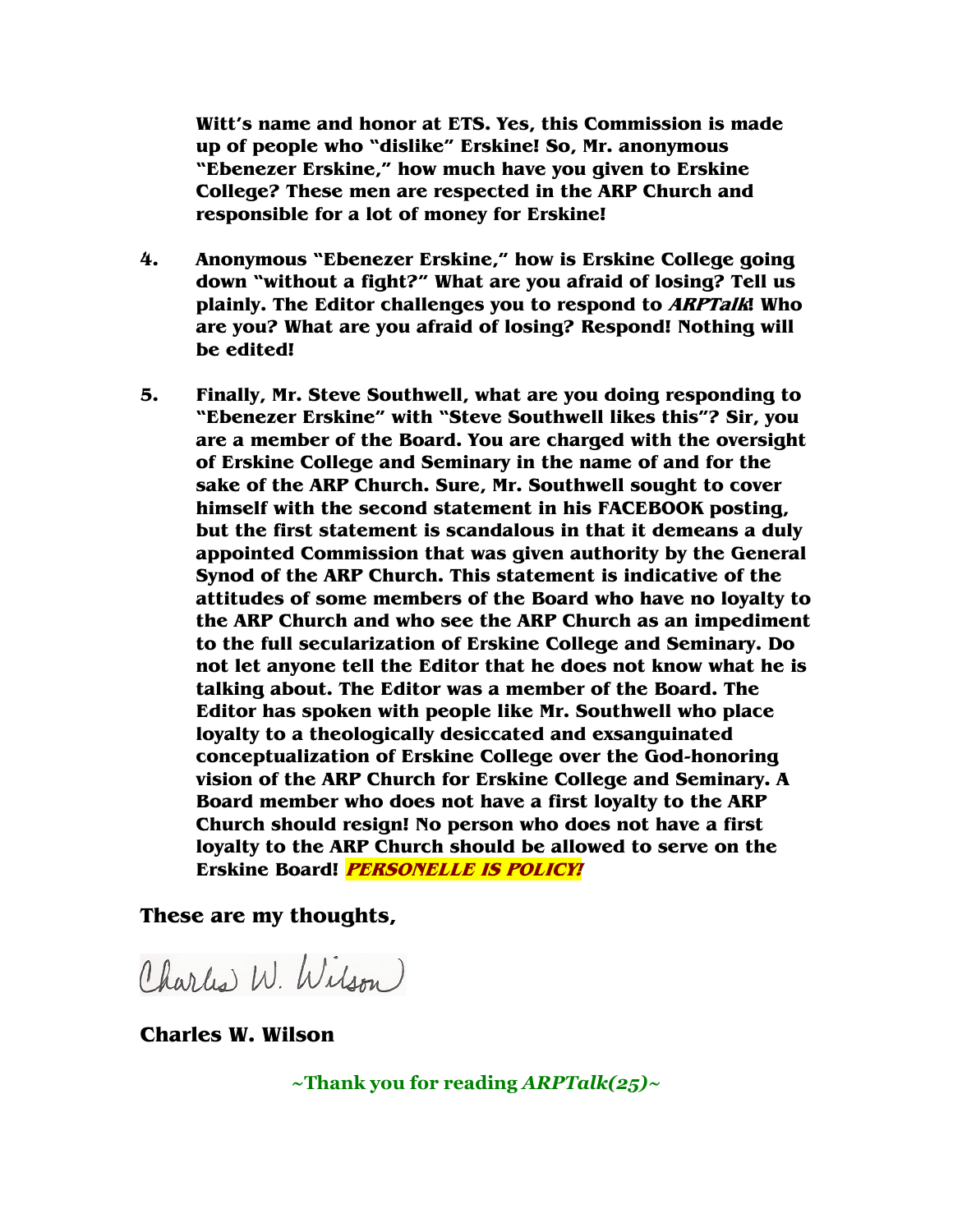**Witt's name and honor at ETS. Yes, this Commission is made up of people who "dislike" Erskine! So, Mr. anonymous "Ebenezer Erskine," how much have you given to Erskine College? These men are respected in the ARP Church and responsible for a lot of money for Erskine!**

4. **Anonymous "Ebenezer Erskine," how is Erskine College going down "without a fight?" What are you afraid of losing? Tell us plainly. The Editor challenges you to respond to *ARPTalk*! Who are you? What are you afraid of losing? Respond! Nothing will be edited!**

5. **Finally, Mr. Steve Southwell, what are you doing responding to "Ebenezer Erskine" with "Steve Southwell likes this"? Sir, you are a member of the Board. You are charged with the oversight of Erskine College and Seminary in the name of and for the sake of the ARP Church. Sure, Mr. Southwell sought to cover himself with the second statement in his FACEBOOK posting, but the first statement is scandalous in that it demeans a duly appointed Commission that was given authority by the General Synod of the ARP Church. This statement is indicative of the attitudes of some members of the Board who have no loyalty to the ARP Church and who see the ARP Church as an impediment to the full secularization of Erskine College and Seminary. Do not let anyone tell the Editor that he does not know what he is talking about. The Editor was a member of the Board. The Editor has spoken with people like Mr. Southwell who place loyalty to a theologically desiccated and exsanguinated conceptualization of Erskine College over the God-honoring vision of the ARP Church for Erskine College and Seminary. A Board member who does not have a first loyalty to the ARP Church should resign! No person who does not have a first loyalty to the ARP Church should be allowed to serve on the Erskine Board! *PERSONELLE IS POLICY!***

**These are my thoughts,**

Charles W. Wilson

**Charles W. Wilson**

**~Thank you for reading *ARPTalk(25)*~**